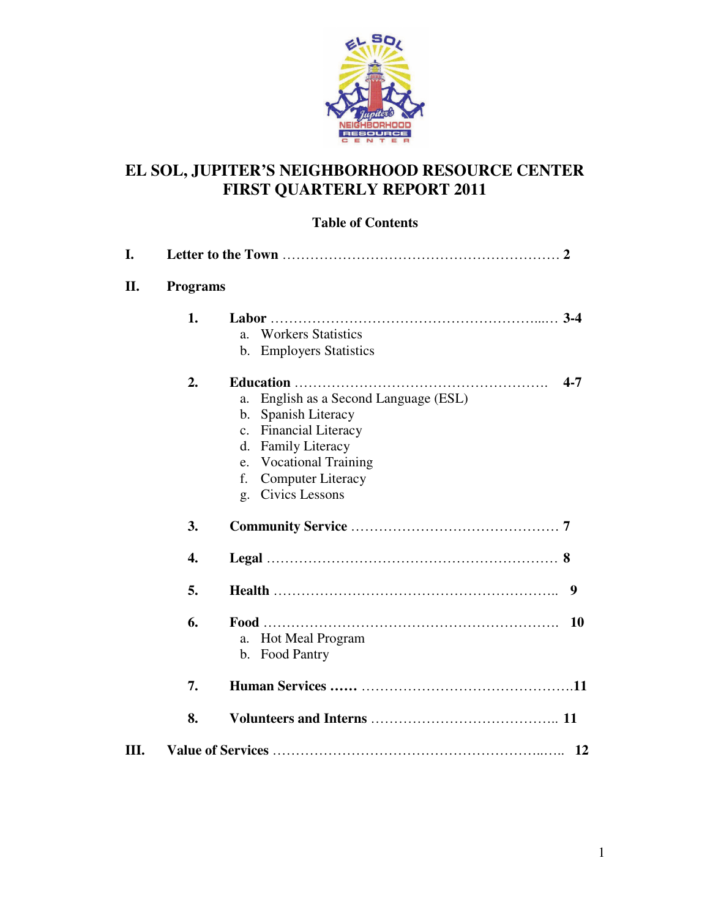# EL SOL, JUPITER'S NEIGHBORHOOD RESOURCE CENTER FIRST QUARTERLY REPORT 2011

## Table of Contents

**I. Letter to the Town** …………………………………………………… **2**

**II. Programs**

1. **Labor** ……………………………………………………... **3-4**
    a. Workers Statistics
    b. Employers Statistics

2. **Education** ………………………………………………. **4-7**
    a. English as a Second Language (ESL)
    b. Spanish Literacy
    c. Financial Literacy
    d. Family Literacy
    e. Vocational Training
    f. Computer Literacy
    g. Civics Lessons

3. **Community Service** …………………………………… **7**

4. **Legal** …………………………………………………… **8**

5. **Health** ………………………………………………….. **9**

6. **Food** ……………………………………………………. **10**
    a. Hot Meal Program
    b. Food Pantry

7. **Human Services ……** ……………………………………**11**

8. **Volunteers and Interns** ………………………………. **11**

**III. Value of Services** …………………………………………………. **12**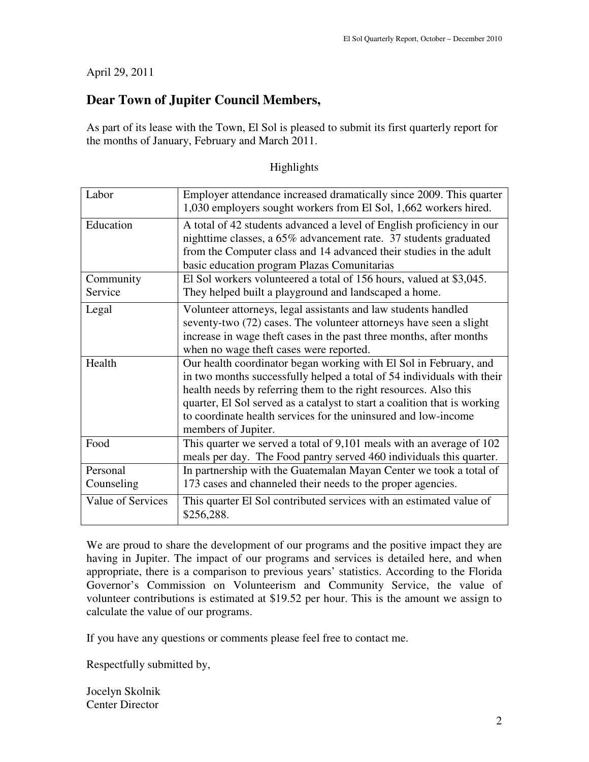April 29, 2011

## Dear Town of Jupiter Council Members,

As part of its lease with the Town, El Sol is pleased to submit its first quarterly report for the months of January, February and March 2011.

Highlights

| | |
|---|---|
| Labor | Employer attendance increased dramatically since 2009. This quarter 1,030 employers sought workers from El Sol, 1,662 workers hired. |
| Education | A total of 42 students advanced a level of English proficiency in our nighttime classes, a 65% advancement rate. 37 students graduated from the Computer class and 14 advanced their studies in the adult basic education program Plazas Comunitarias |
| Community Service | El Sol workers volunteered a total of 156 hours, valued at $3,045. They helped built a playground and landscaped a home. |
| Legal | Volunteer attorneys, legal assistants and law students handled seventy-two (72) cases. The volunteer attorneys have seen a slight increase in wage theft cases in the past three months, after months when no wage theft cases were reported. |
| Health | Our health coordinator began working with El Sol in February, and in two months successfully helped a total of 54 individuals with their health needs by referring them to the right resources. Also this quarter, El Sol served as a catalyst to start a coalition that is working to coordinate health services for the uninsured and low-income members of Jupiter. |
| Food | This quarter we served a total of 9,101 meals with an average of 102 meals per day. The Food pantry served 460 individuals this quarter. |
| Personal Counseling | In partnership with the Guatemalan Mayan Center we took a total of 173 cases and channeled their needs to the proper agencies. |
| Value of Services | This quarter El Sol contributed services with an estimated value of $256,288. |

We are proud to share the development of our programs and the positive impact they are having in Jupiter. The impact of our programs and services is detailed here, and when appropriate, there is a comparison to previous years' statistics. According to the Florida Governor's Commission on Volunteerism and Community Service, the value of volunteer contributions is estimated at $19.52 per hour. This is the amount we assign to calculate the value of our programs.

If you have any questions or comments please feel free to contact me.

Respectfully submitted by,

Jocelyn Skolnik
Center Director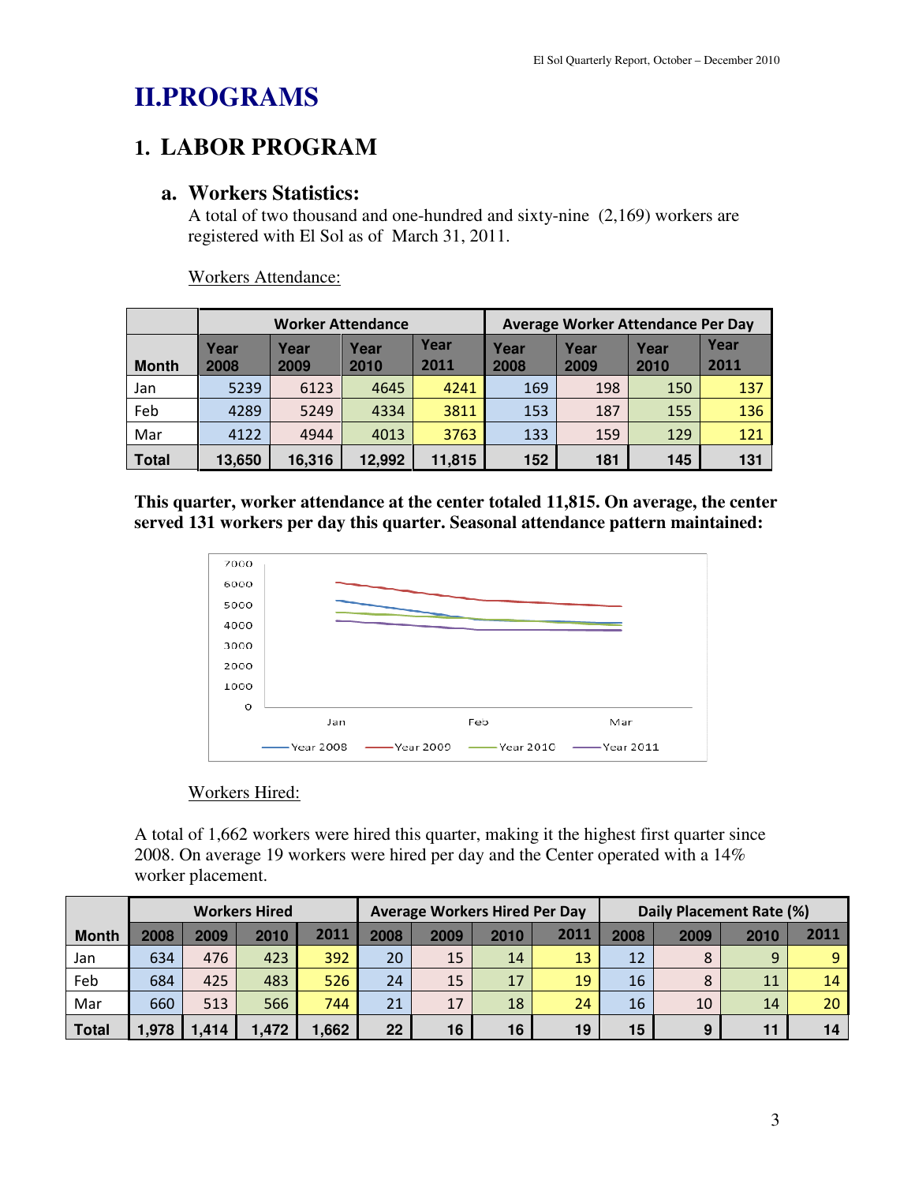# II.PROGRAMS

## 1. LABOR PROGRAM

### a. Workers Statistics:

A total of two thousand and one-hundred and sixty-nine (2,169) workers are registered with El Sol as of March 31, 2011.

Workers Attendance:

| | Worker Attendance | | | | Average Worker Attendance Per Day | | | |
|---|---|---|---|---|---|---|---|---|
| Month | Year 2008 | Year 2009 | Year 2010 | Year 2011 | Year 2008 | Year 2009 | Year 2010 | Year 2011 |
| Jan | 5239 | 6123 | 4645 | 4241 | 169 | 198 | 150 | 137 |
| Feb | 4289 | 5249 | 4334 | 3811 | 153 | 187 | 155 | 136 |
| Mar | 4122 | 4944 | 4013 | 3763 | 133 | 159 | 129 | 121 |
| **Total** | **13,650** | **16,316** | **12,992** | **11,815** | **152** | **181** | **145** | **131** |

**This quarter, worker attendance at the center totaled 11,815. On average, the center served 131 workers per day this quarter. Seasonal attendance pattern maintained:**

7000
6000
5000
4000
3000
2000
1000
0
Jan
Feb
Mar
Year 2008
Year 2009
Year 2010
Year 2011

Workers Hired:

A total of 1,662 workers were hired this quarter, making it the highest first quarter since 2008. On average 19 workers were hired per day and the Center operated with a 14% worker placement.

| | Workers Hired | | | | Average Workers Hired Per Day | | | | Daily Placement Rate (%) | | | |
|---|---|---|---|---|---|---|---|---|---|---|---|---|
| Month | 2008 | 2009 | 2010 | 2011 | 2008 | 2009 | 2010 | 2011 | 2008 | 2009 | 2010 | 2011 |
| Jan | 634 | 476 | 423 | 392 | 20 | 15 | 14 | 13 | 12 | 8 | 9 | 9 |
| Feb | 684 | 425 | 483 | 526 | 24 | 15 | 17 | 19 | 16 | 8 | 11 | 14 |
| Mar | 660 | 513 | 566 | 744 | 21 | 17 | 18 | 24 | 16 | 10 | 14 | 20 |
| **Total** | **1,978** | **1,414** | **1,472** | **1,662** | **22** | **16** | **16** | **19** | **15** | **9** | **11** | **14** |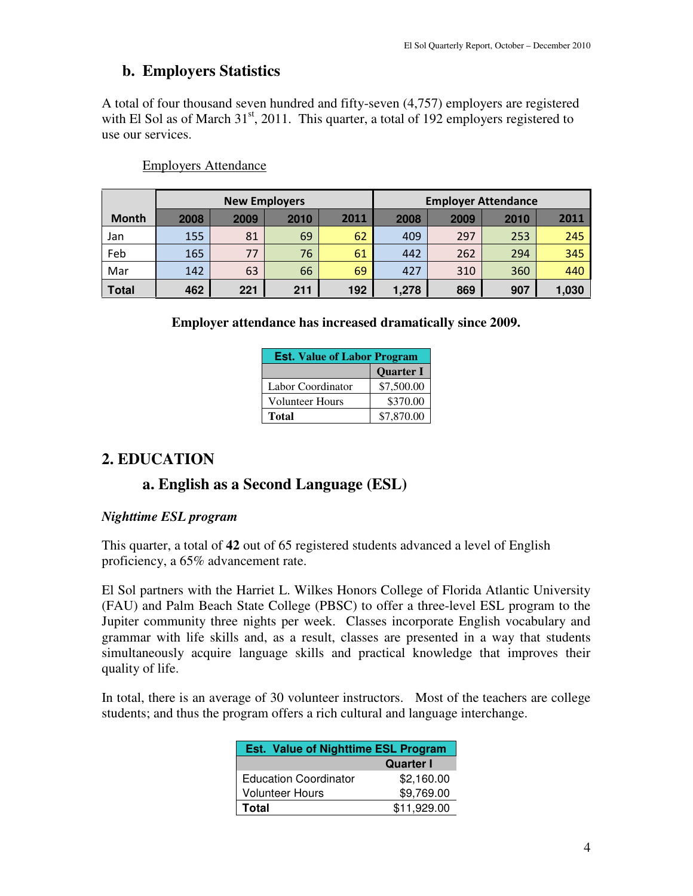## b. Employers Statistics

A total of four thousand seven hundred and fifty-seven (4,757) employers are registered with El Sol as of March 31st, 2011. This quarter, a total of 192 employers registered to use our services.

Employers Attendance

| | New Employers | | | | Employer Attendance | | | |
|---|---|---|---|---|---|---|---|---|
| **Month** | **2008** | **2009** | **2010** | **2011** | **2008** | **2009** | **2010** | **2011** |
| Jan | 155 | 81 | 69 | 62 | 409 | 297 | 253 | 245 |
| Feb | 165 | 77 | 76 | 61 | 442 | 262 | 294 | 345 |
| Mar | 142 | 63 | 66 | 69 | 427 | 310 | 360 | 440 |
| **Total** | **462** | **221** | **211** | **192** | **1,278** | **869** | **907** | **1,030** |

**Employer attendance has increased dramatically since 2009.**

| Est. Value of Labor Program | |
|---|---|
| | **Quarter I** |
| Labor Coordinator | $7,500.00 |
| Volunteer Hours | $370.00 |
| **Total** | $7,870.00 |

# 2. EDUCATION

## a. English as a Second Language (ESL)

*Nighttime ESL program*

This quarter, a total of **42** out of 65 registered students advanced a level of English proficiency, a 65% advancement rate.

El Sol partners with the Harriet L. Wilkes Honors College of Florida Atlantic University (FAU) and Palm Beach State College (PBSC) to offer a three-level ESL program to the Jupiter community three nights per week. Classes incorporate English vocabulary and grammar with life skills and, as a result, classes are presented in a way that students simultaneously acquire language skills and practical knowledge that improves their quality of life.

In total, there is an average of 30 volunteer instructors. Most of the teachers are college students; and thus the program offers a rich cultural and language interchange.

| Est. Value of Nighttime ESL Program | |
|---|---|
| | **Quarter I** |
| Education Coordinator | $2,160.00 |
| Volunteer Hours | $9,769.00 |
| **Total** | $11,929.00 |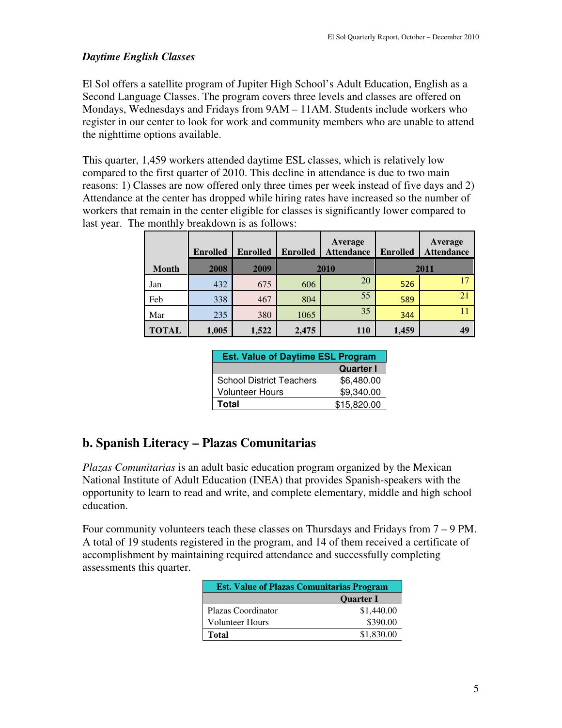*Daytime English Classes*

El Sol offers a satellite program of Jupiter High School's Adult Education, English as a Second Language Classes. The program covers three levels and classes are offered on Mondays, Wednesdays and Fridays from 9AM – 11AM. Students include workers who register in our center to look for work and community members who are unable to attend the nighttime options available.

This quarter, 1,459 workers attended daytime ESL classes, which is relatively low compared to the first quarter of 2010. This decline in attendance is due to two main reasons: 1) Classes are now offered only three times per week instead of five days and 2) Attendance at the center has dropped while hiring rates have increased so the number of workers that remain in the center eligible for classes is significantly lower compared to last year. The monthly breakdown is as follows:

| | Enrolled | Enrolled | Enrolled | Average Attendance | Enrolled | Average Attendance |
|---|---|---|---|---|---|---|
| **Month** | **2008** | **2009** | **2010** | | **2011** | |
| Jan | 432 | 675 | 606 | 20 | 526 | 17 |
| Feb | 338 | 467 | 804 | 55 | 589 | 21 |
| Mar | 235 | 380 | 1065 | 35 | 344 | 11 |
| **TOTAL** | **1,005** | **1,522** | **2,475** | **110** | **1,459** | **49** |

| **Est. Value of Daytime ESL Program** | |
|---|---|
| | **Quarter I** |
| School District Teachers | $6,480.00 |
| Volunteer Hours | $9,340.00 |
| **Total** | $15,820.00 |

## b. Spanish Literacy – Plazas Comunitarias

*Plazas Comunitarias* is an adult basic education program organized by the Mexican National Institute of Adult Education (INEA) that provides Spanish-speakers with the opportunity to learn to read and write, and complete elementary, middle and high school education.

Four community volunteers teach these classes on Thursdays and Fridays from 7 – 9 PM. A total of 19 students registered in the program, and 14 of them received a certificate of accomplishment by maintaining required attendance and successfully completing assessments this quarter.

| **Est. Value of Plazas Comunitarias Program** | |
|---|---|
| | **Quarter I** |
| Plazas Coordinator | $1,440.00 |
| Volunteer Hours | $390.00 |
| **Total** | $1,830.00 |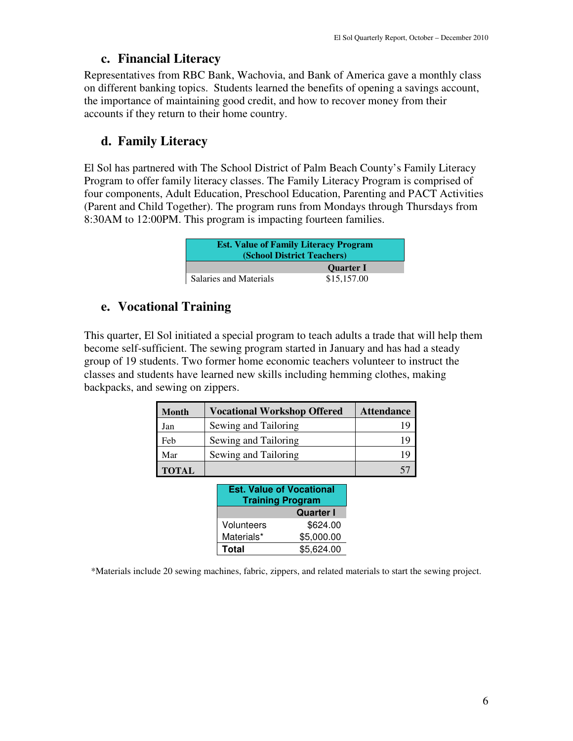### c. Financial Literacy

Representatives from RBC Bank, Wachovia, and Bank of America gave a monthly class on different banking topics. Students learned the benefits of opening a savings account, the importance of maintaining good credit, and how to recover money from their accounts if they return to their home country.

### d. Family Literacy

El Sol has partnered with The School District of Palm Beach County's Family Literacy Program to offer family literacy classes. The Family Literacy Program is comprised of four components, Adult Education, Preschool Education, Parenting and PACT Activities (Parent and Child Together). The program runs from Mondays through Thursdays from 8:30AM to 12:00PM. This program is impacting fourteen families.

| Est. Value of Family Literacy Program (School District Teachers) | |
|---|---|
| | Quarter I |
| Salaries and Materials | $15,157.00 |

### e. Vocational Training

This quarter, El Sol initiated a special program to teach adults a trade that will help them become self-sufficient. The sewing program started in January and has had a steady group of 19 students. Two former home economic teachers volunteer to instruct the classes and students have learned new skills including hemming clothes, making backpacks, and sewing on zippers.

| Month | Vocational Workshop Offered | Attendance |
|---|---|---|
| Jan | Sewing and Tailoring | 19 |
| Feb | Sewing and Tailoring | 19 |
| Mar | Sewing and Tailoring | 19 |
| **TOTAL** | | 57 |

| Est. Value of Vocational Training Program | |
|---|---|
| | Quarter I |
| Volunteers | $624.00 |
| Materials* | $5,000.00 |
| **Total** | $5,624.00 |

*Materials include 20 sewing machines, fabric, zippers, and related materials to start the sewing project.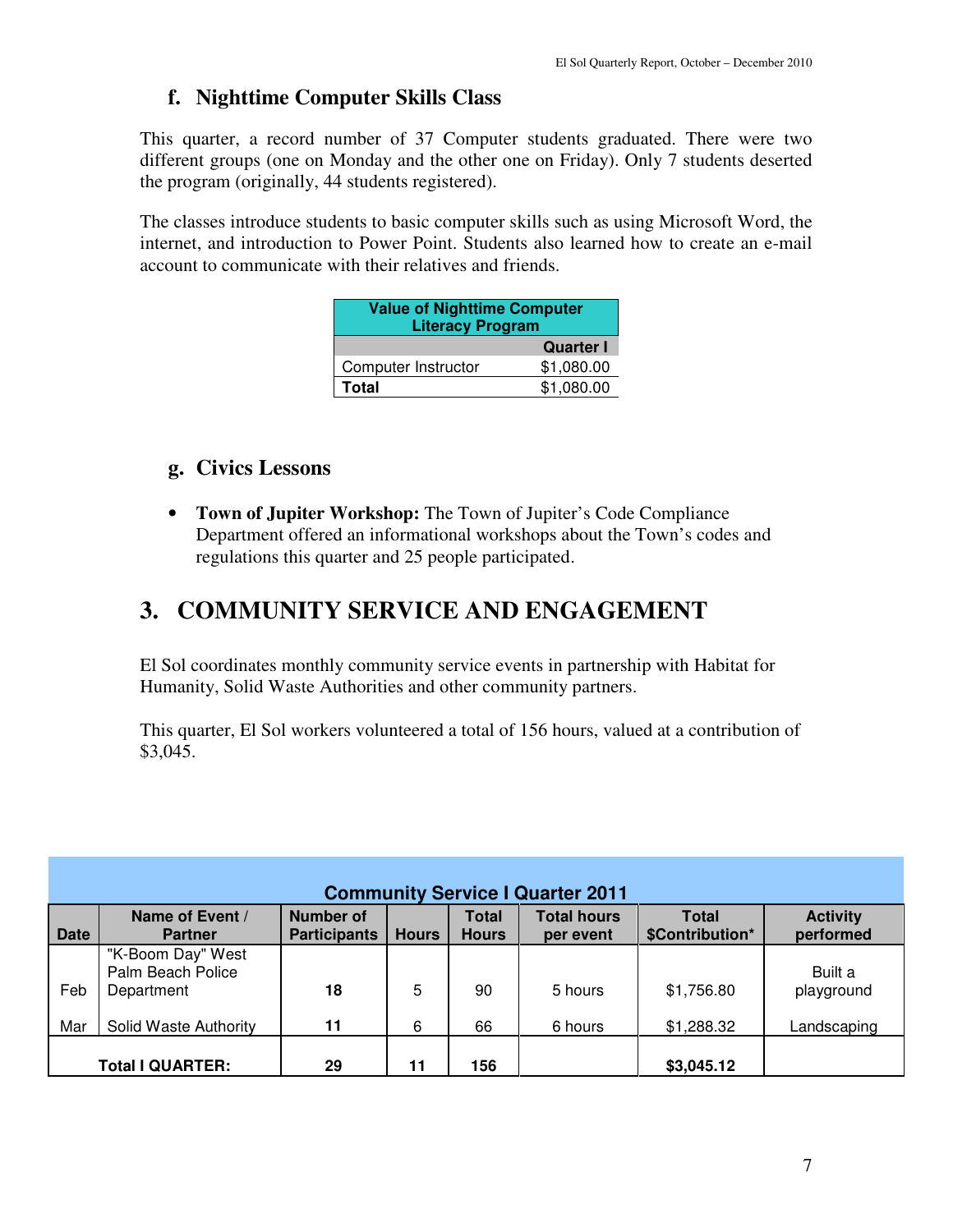### f. Nighttime Computer Skills Class

This quarter, a record number of 37 Computer students graduated. There were two different groups (one on Monday and the other one on Friday). Only 7 students deserted the program (originally, 44 students registered).

The classes introduce students to basic computer skills such as using Microsoft Word, the internet, and introduction to Power Point. Students also learned how to create an e-mail account to communicate with their relatives and friends.

| Value of Nighttime Computer Literacy Program | |
|---|---|
| | Quarter I |
| Computer Instructor | $1,080.00 |
| **Total** | $1,080.00 |

### g. Civics Lessons

- **Town of Jupiter Workshop:** The Town of Jupiter's Code Compliance Department offered an informational workshops about the Town's codes and regulations this quarter and 25 people participated.

## 3. COMMUNITY SERVICE AND ENGAGEMENT

El Sol coordinates monthly community service events in partnership with Habitat for Humanity, Solid Waste Authorities and other community partners.

This quarter, El Sol workers volunteered a total of 156 hours, valued at a contribution of $3,045.

| Community Service I Quarter 2011 | | | | | | | |
|---|---|---|---|---|---|---|---|
| **Date** | **Name of Event / Partner** | **Number of Participants** | **Hours** | **Total Hours** | **Total hours per event** | **Total $Contribution*** | **Activity performed** |
| Feb | "K-Boom Day" West Palm Beach Police Department | **18** | 5 | 90 | 5 hours | $1,756.80 | Built a playground |
| Mar | Solid Waste Authority | **11** | 6 | 66 | 6 hours | $1,288.32 | Landscaping |
| **Total I QUARTER:** | | **29** | **11** | **156** | | **$3,045.12** | |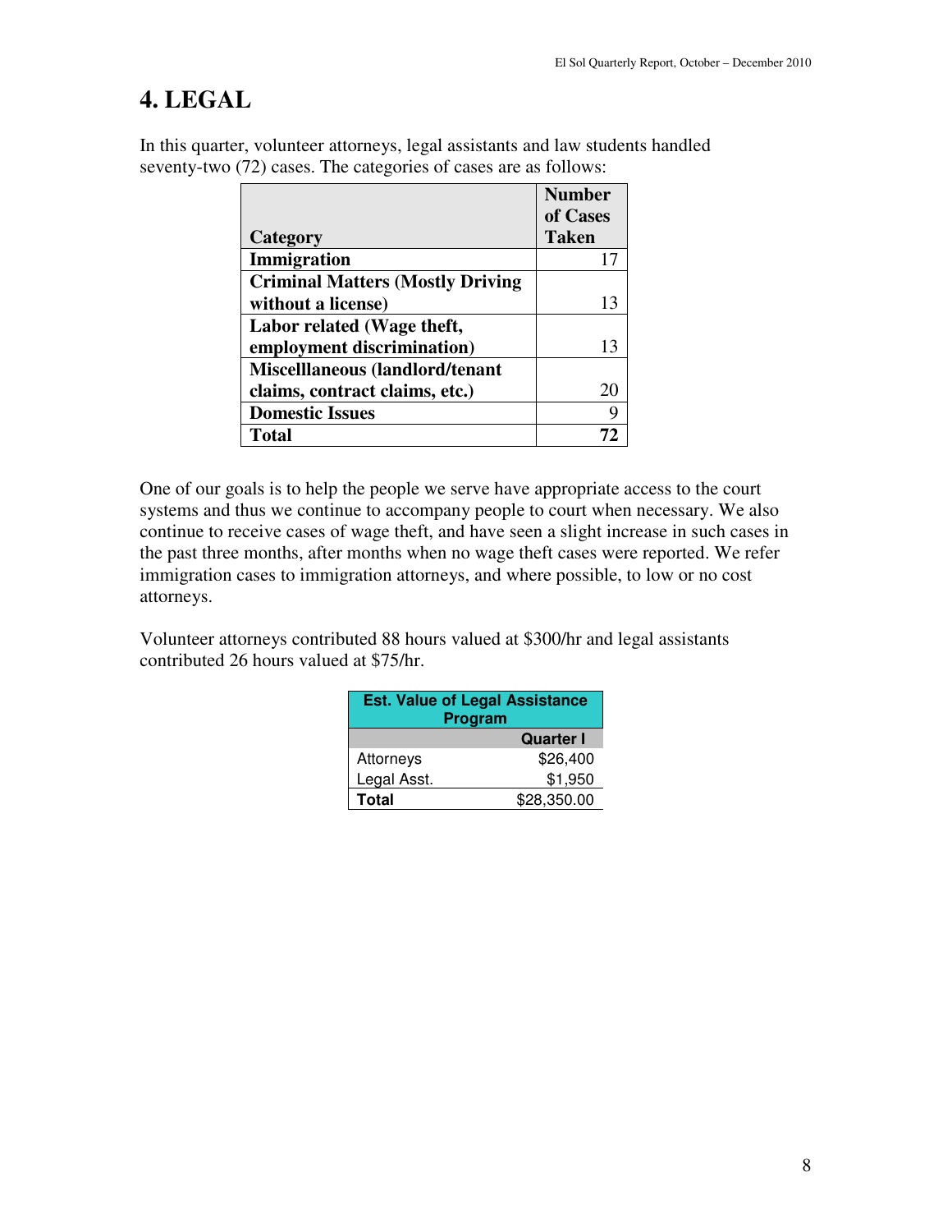# 4. LEGAL

In this quarter, volunteer attorneys, legal assistants and law students handled seventy-two (72) cases. The categories of cases are as follows:

| Category | Number of Cases Taken |
|---|---|
| **Immigration** | 17 |
| **Criminal Matters (Mostly Driving without a license)** | 13 |
| **Labor related (Wage theft, employment discrimination)** | 13 |
| **Miscelllaneous (landlord/tenant claims, contract claims, etc.)** | 20 |
| **Domestic Issues** | 9 |
| **Total** | **72** |

One of our goals is to help the people we serve have appropriate access to the court systems and thus we continue to accompany people to court when necessary. We also continue to receive cases of wage theft, and have seen a slight increase in such cases in the past three months, after months when no wage theft cases were reported. We refer immigration cases to immigration attorneys, and where possible, to low or no cost attorneys.

Volunteer attorneys contributed 88 hours valued at $300/hr and legal assistants contributed 26 hours valued at $75/hr.

| Est. Value of Legal Assistance Program | |
|---|---|
| | **Quarter I** |
| Attorneys | $26,400 |
| Legal Asst. | $1,950 |
| **Total** | $28,350.00 |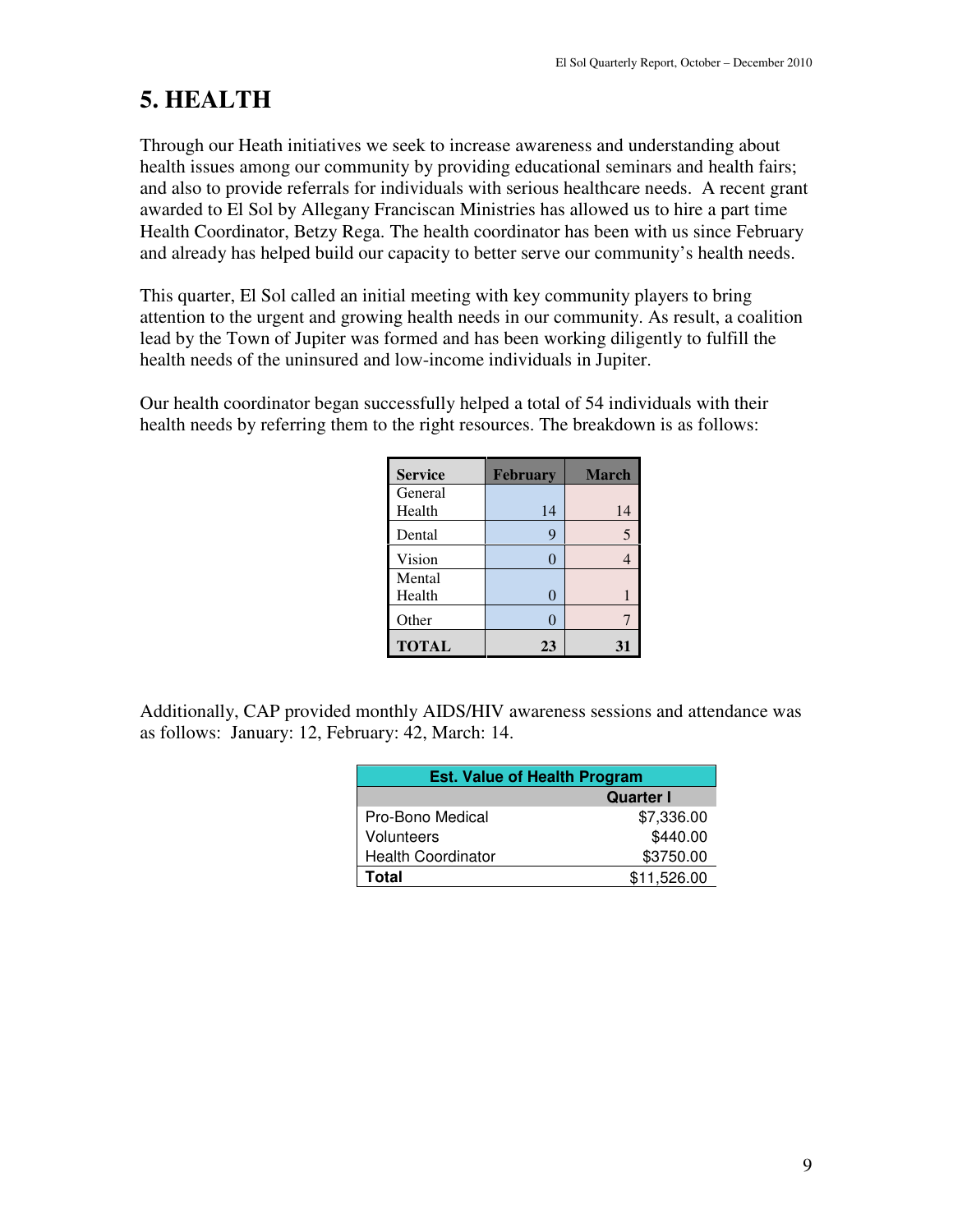# 5. HEALTH

Through our Heath initiatives we seek to increase awareness and understanding about health issues among our community by providing educational seminars and health fairs; and also to provide referrals for individuals with serious healthcare needs. A recent grant awarded to El Sol by Allegany Franciscan Ministries has allowed us to hire a part time Health Coordinator, Betzy Rega. The health coordinator has been with us since February and already has helped build our capacity to better serve our community's health needs.

This quarter, El Sol called an initial meeting with key community players to bring attention to the urgent and growing health needs in our community. As result, a coalition lead by the Town of Jupiter was formed and has been working diligently to fulfill the health needs of the uninsured and low-income individuals in Jupiter.

Our health coordinator began successfully helped a total of 54 individuals with their health needs by referring them to the right resources. The breakdown is as follows:

| Service | February | March |
|---|---|---|
| General Health | 14 | 14 |
| Dental | 9 | 5 |
| Vision | 0 | 4 |
| Mental Health | 0 | 1 |
| Other | 0 | 7 |
| **TOTAL** | **23** | **31** |

Additionally, CAP provided monthly AIDS/HIV awareness sessions and attendance was as follows: January: 12, February: 42, March: 14.

| Est. Value of Health Program | |
|---|---|
| | **Quarter I** |
| Pro-Bono Medical | $7,336.00 |
| Volunteers | $440.00 |
| Health Coordinator | $3750.00 |
| **Total** | $11,526.00 |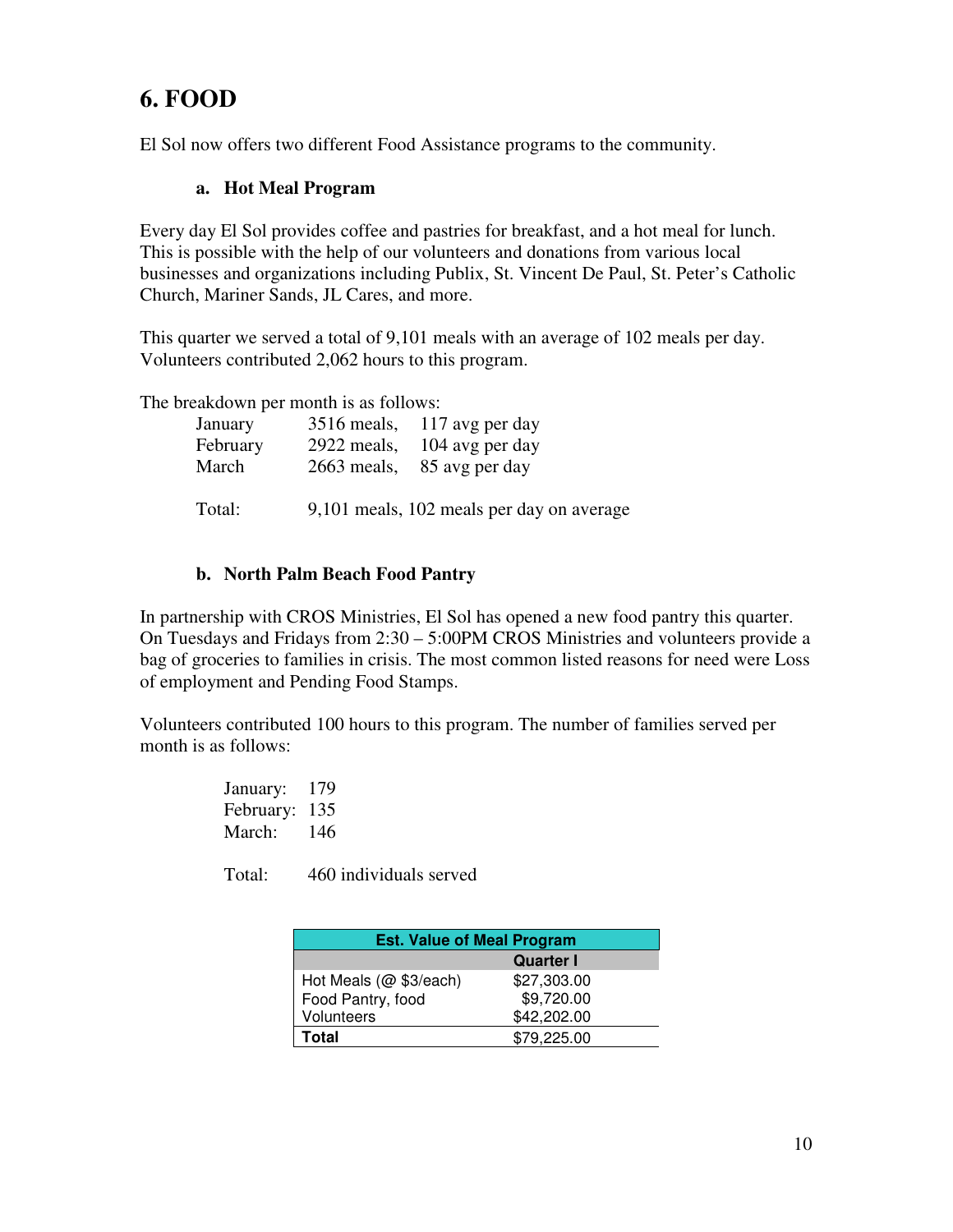## 6. FOOD

El Sol now offers two different Food Assistance programs to the community.

### a. Hot Meal Program

Every day El Sol provides coffee and pastries for breakfast, and a hot meal for lunch. This is possible with the help of our volunteers and donations from various local businesses and organizations including Publix, St. Vincent De Paul, St. Peter's Catholic Church, Mariner Sands, JL Cares, and more.

This quarter we served a total of 9,101 meals with an average of 102 meals per day. Volunteers contributed 2,062 hours to this program.

The breakdown per month is as follows:

| | | |
|---|---|---|
| January | 3516 meals, | 117 avg per day |
| February | 2922 meals, | 104 avg per day |
| March | 2663 meals, | 85 avg per day |
| | | |
| Total: | 9,101 meals, 102 meals per day on average | |

### b. North Palm Beach Food Pantry

In partnership with CROS Ministries, El Sol has opened a new food pantry this quarter. On Tuesdays and Fridays from 2:30 – 5:00PM CROS Ministries and volunteers provide a bag of groceries to families in crisis. The most common listed reasons for need were Loss of employment and Pending Food Stamps.

Volunteers contributed 100 hours to this program. The number of families served per month is as follows:

| | |
|---|---|
| January: | 179 |
| February: | 135 |
| March: | 146 |
| | |
| Total: | 460 individuals served |

| Est. Value of Meal Program | |
|---|---|
| | **Quarter I** |
| Hot Meals (@ $3/each) | $27,303.00 |
| Food Pantry, food | $9,720.00 |
| Volunteers | $42,202.00 |
| **Total** | $79,225.00 |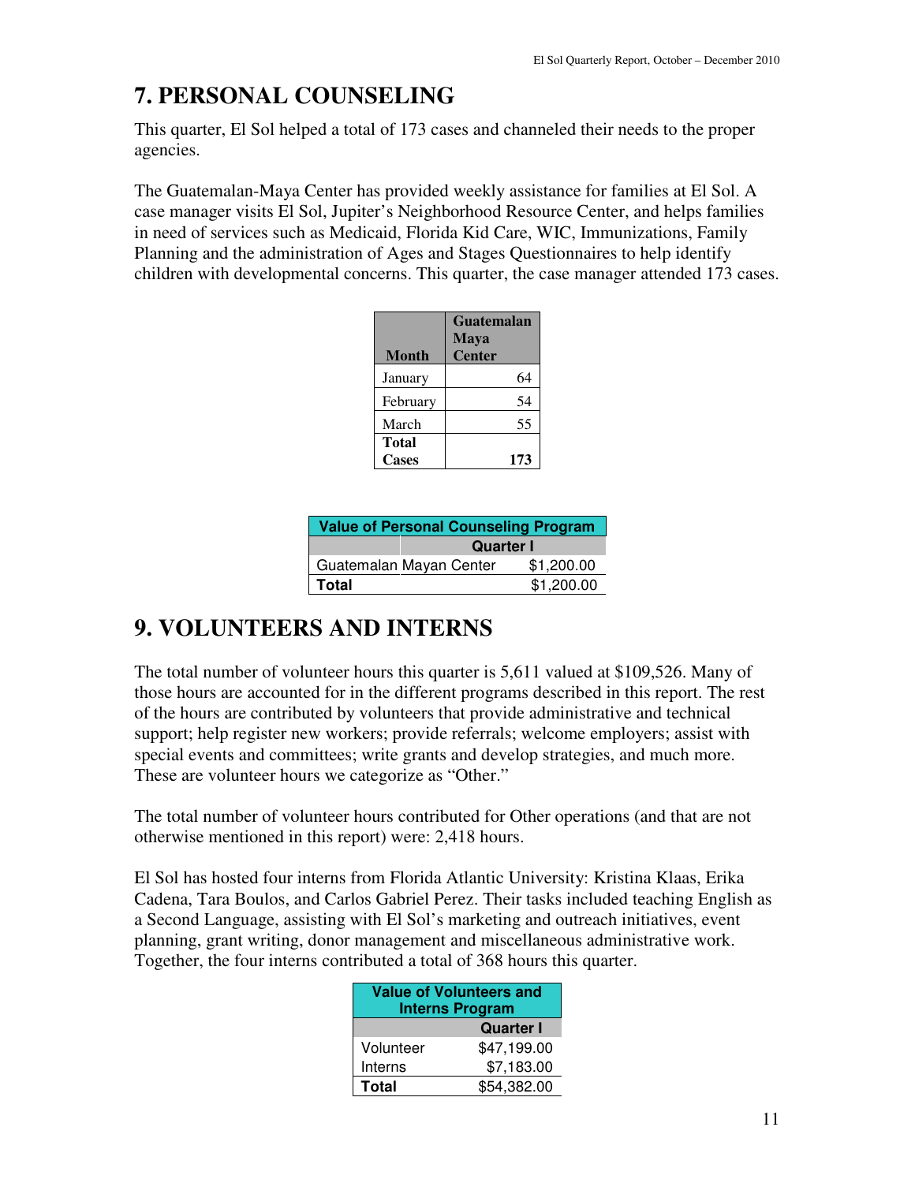## 7. PERSONAL COUNSELING

This quarter, El Sol helped a total of 173 cases and channeled their needs to the proper agencies.

The Guatemalan-Maya Center has provided weekly assistance for families at El Sol. A case manager visits El Sol, Jupiter's Neighborhood Resource Center, and helps families in need of services such as Medicaid, Florida Kid Care, WIC, Immunizations, Family Planning and the administration of Ages and Stages Questionnaires to help identify children with developmental concerns. This quarter, the case manager attended 173 cases.

| Month | Guatemalan Maya Center |
|---|---|
| January | 64 |
| February | 54 |
| March | 55 |
| **Total Cases** | **173** |

| Value of Personal Counseling Program | |
|---|---|
| | **Quarter I** |
| Guatemalan Mayan Center | $1,200.00 |
| **Total** | $1,200.00 |

## 9. VOLUNTEERS AND INTERNS

The total number of volunteer hours this quarter is 5,611 valued at $109,526. Many of those hours are accounted for in the different programs described in this report. The rest of the hours are contributed by volunteers that provide administrative and technical support; help register new workers; provide referrals; welcome employers; assist with special events and committees; write grants and develop strategies, and much more. These are volunteer hours we categorize as "Other."

The total number of volunteer hours contributed for Other operations (and that are not otherwise mentioned in this report) were: 2,418 hours.

El Sol has hosted four interns from Florida Atlantic University: Kristina Klaas, Erika Cadena, Tara Boulos, and Carlos Gabriel Perez. Their tasks included teaching English as a Second Language, assisting with El Sol's marketing and outreach initiatives, event planning, grant writing, donor management and miscellaneous administrative work. Together, the four interns contributed a total of 368 hours this quarter.

| Value of Volunteers and Interns Program | |
|---|---|
| | **Quarter I** |
| Volunteer | $47,199.00 |
| Interns | $7,183.00 |
| **Total** | $54,382.00 |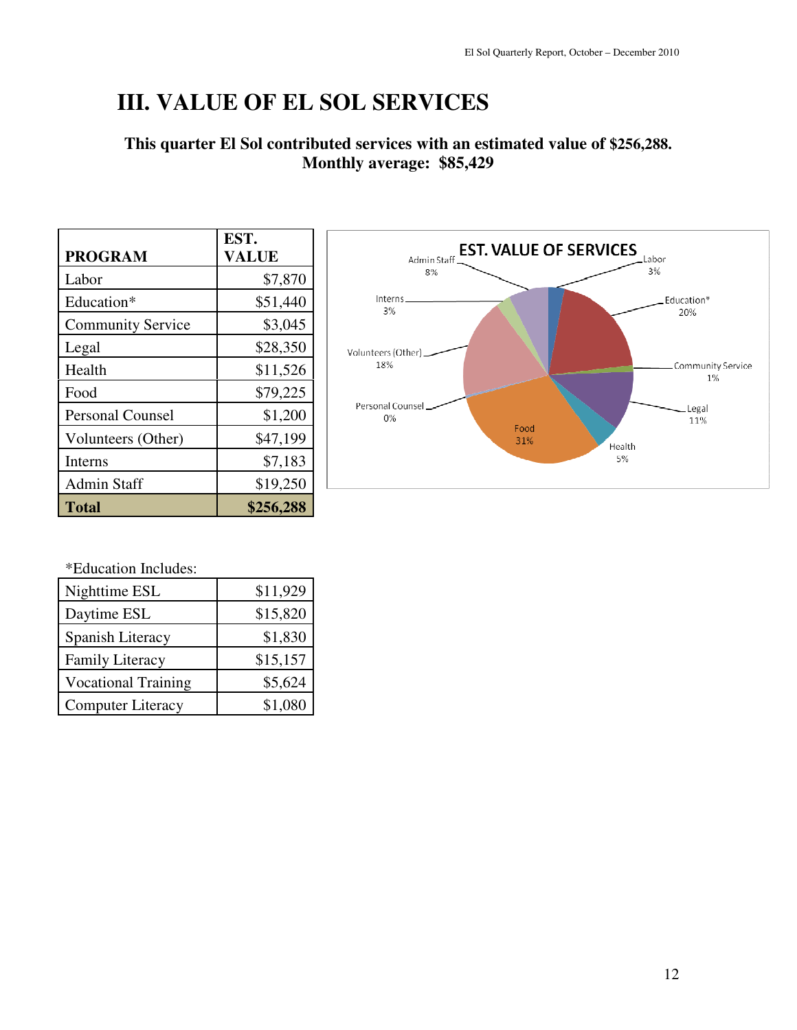# III. VALUE OF EL SOL SERVICES

**This quarter El Sol contributed services with an estimated value of $256,288.**
**Monthly average: $85,429**

| PROGRAM | EST. VALUE |
|---|---:|
| Labor | $7,870 |
| Education* | $51,440 |
| Community Service | $3,045 |
| Legal | $28,350 |
| Health | $11,526 |
| Food | $79,225 |
| Personal Counsel | $1,200 |
| Volunteers (Other) | $47,199 |
| Interns | $7,183 |
| Admin Staff | $19,250 |
| **Total** | **$256,288** |

EST. VALUE OF SERVICES

Admin Staff 8%
Labor 3%
Interns 3%
Education* 20%
Volunteers (Other) 18%
Community Service 1%
Personal Counsel 0%
Legal 11%
Food 31%
Health 5%

*Education Includes:

| | |
|---|---:|
| Nighttime ESL | $11,929 |
| Daytime ESL | $15,820 |
| Spanish Literacy | $1,830 |
| Family Literacy | $15,157 |
| Vocational Training | $5,624 |
| Computer Literacy | $1,080 |